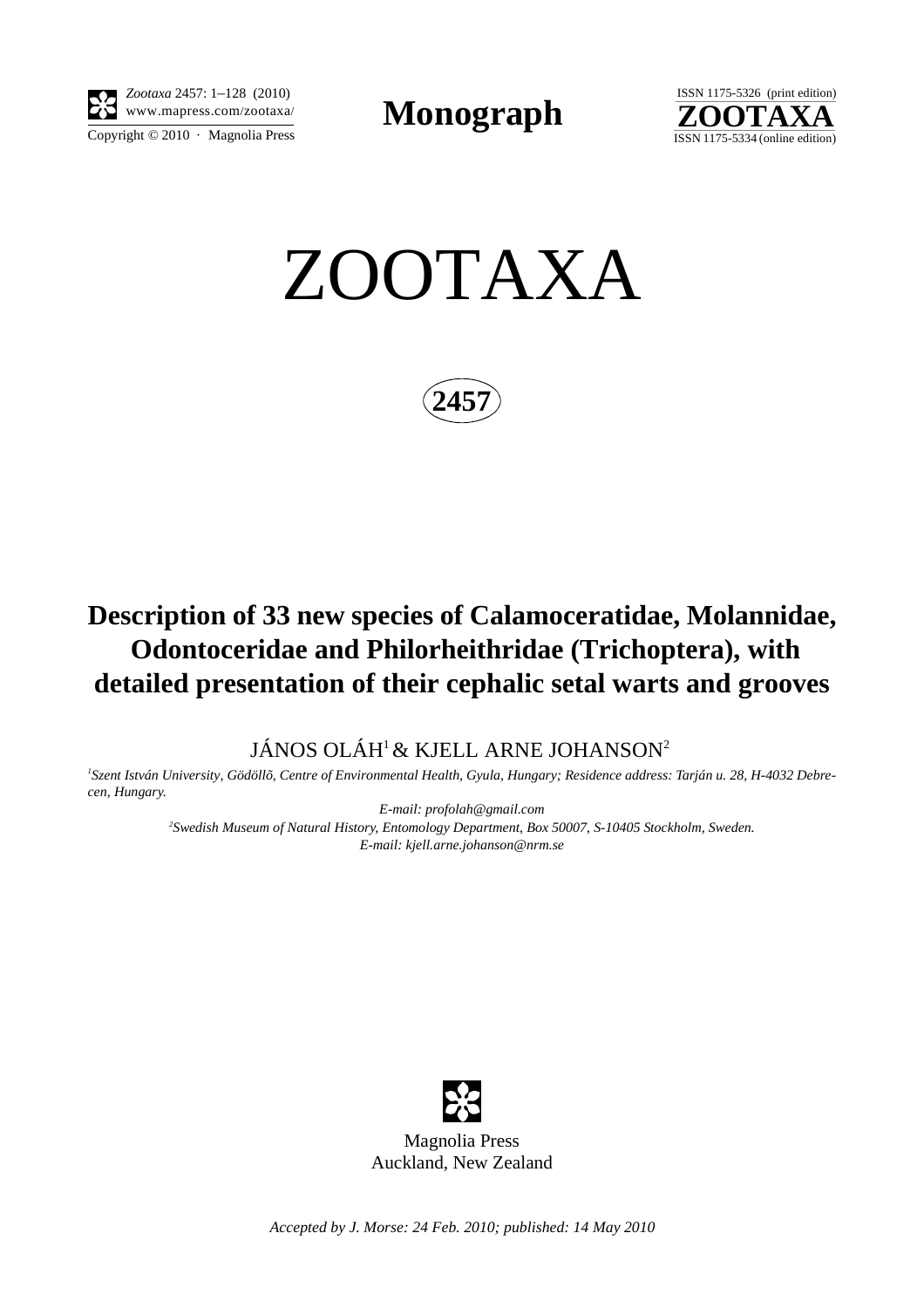# ZOOTAXA

**2457**

## Description of 33 new species of Calamoceratidae, Molannidae, Odontoceridae and Philorheithridae (Trichoptera), with detailed presentation of their cephalic setal warts and grooves

JÁNOS OLÁH[1] & KJELL ARNE JOHANSON[2]

[1]*Szent István University, Gödöllõ, Centre of Environmental Health, Gyula, Hungary; Residence address: Tarján u. 28, H-4032 Debrecen, Hungary.*
*E-mail: profolah@gmail.com*
[2]*Swedish Museum of Natural History, Entomology Department, Box 50007, S-10405 Stockholm, Sweden.*
*E-mail: kjell.arne.johanson@nrm.se*

Magnolia Press
Auckland, New Zealand

*Accepted by J. Morse: 24 Feb. 2010; published: 14 May 2010*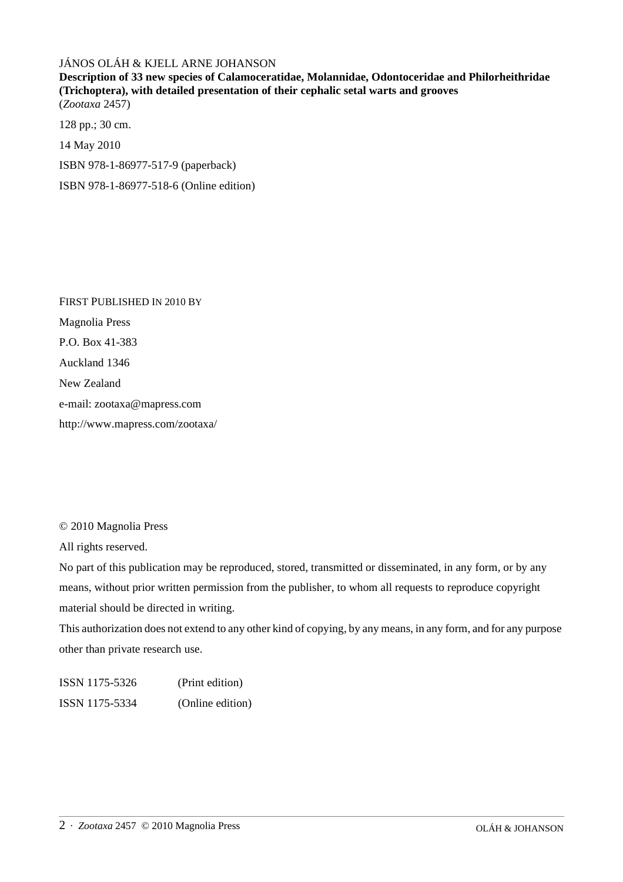JÁNOS OLÁH & KJELL ARNE JOHANSON

**Description of 33 new species of Calamoceratidae, Molannidae, Odontoceridae and Philorheithridae (Trichoptera), with detailed presentation of their cephalic setal warts and grooves**
(*Zootaxa* 2457)

128 pp.; 30 cm.

14 May 2010

ISBN 978-1-86977-517-9 (paperback)

ISBN 978-1-86977-518-6 (Online edition)

FIRST PUBLISHED IN 2010 BY

Magnolia Press

P.O. Box 41-383

Auckland 1346

New Zealand

e-mail: zootaxa@mapress.com

http://www.mapress.com/zootaxa/

© 2010 Magnolia Press

All rights reserved.

No part of this publication may be reproduced, stored, transmitted or disseminated, in any form, or by any means, without prior written permission from the publisher, to whom all requests to reproduce copyright material should be directed in writing.

This authorization does not extend to any other kind of copying, by any means, in any form, and for any purpose other than private research use.

ISSN 1175-5326 (Print edition)

ISSN 1175-5334 (Online edition)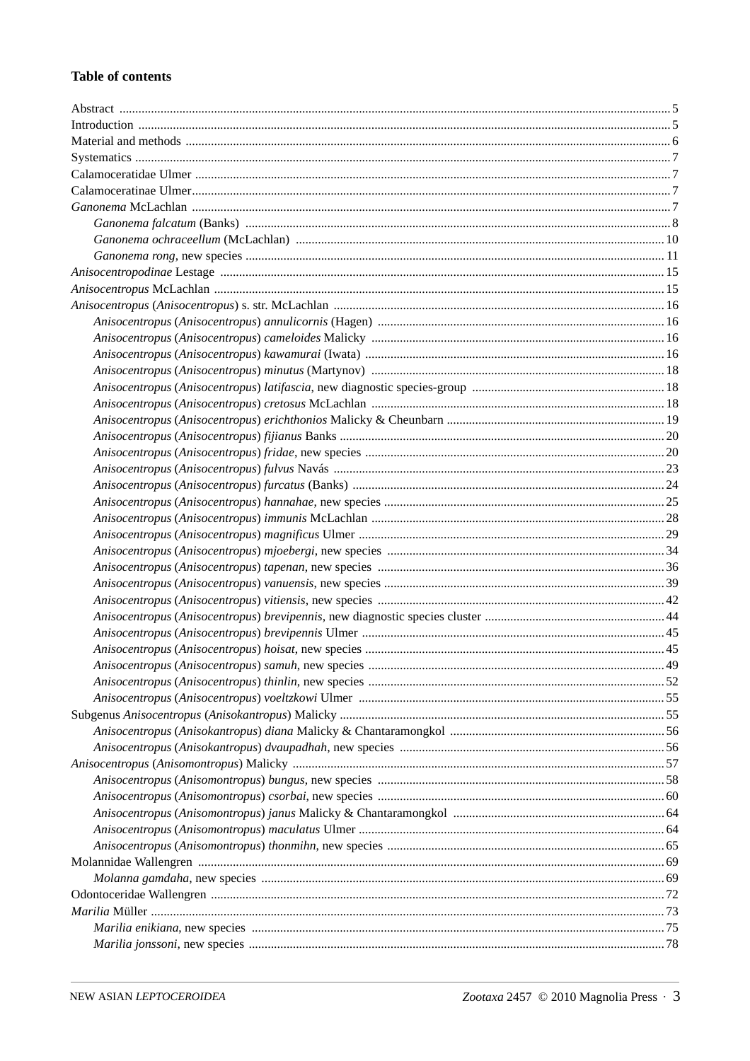## Table of contents

Abstract ..... 5
Introduction ..... 5
Material and methods ..... 6
Systematics ..... 7
Calamoceratidae Ulmer ..... 7
Calamoceratinae Ulmer ..... 7
*Ganonema* McLachlan ..... 7
- *Ganonema falcatum* (Banks) ..... 8
- *Ganonema ochraceellum* (McLachlan) ..... 10
- *Ganonema rong*, new species ..... 11

*Anisocentropodinae* Lestage ..... 15
*Anisocentropus* McLachlan ..... 15
*Anisocentropus* (*Anisocentropus*) s. str. McLachlan ..... 16
- *Anisocentropus* (*Anisocentropus*) *annulicornis* (Hagen) ..... 16
- *Anisocentropus* (*Anisocentropus*) *cameloides* Malicky ..... 16
- *Anisocentropus* (*Anisocentropus*) *kawamurai* (Iwata) ..... 16
- *Anisocentropus* (*Anisocentropus*) *minutus* (Martynov) ..... 18
- *Anisocentropus* (*Anisocentropus*) *latifascia*, new diagnostic species-group ..... 18
- *Anisocentropus* (*Anisocentropus*) *cretosus* McLachlan ..... 18
- *Anisocentropus* (*Anisocentropus*) *erichthonios* Malicky & Cheunbarn ..... 19
- *Anisocentropus* (*Anisocentropus*) *fijianus* Banks ..... 20
- *Anisocentropus* (*Anisocentropus*) *fridae*, new species ..... 20
- *Anisocentropus* (*Anisocentropus*) *fulvus* Navás ..... 23
- *Anisocentropus* (*Anisocentropus*) *furcatus* (Banks) ..... 24
- *Anisocentropus* (*Anisocentropus*) *hannahae*, new species ..... 25
- *Anisocentropus* (*Anisocentropus*) *immunis* McLachlan ..... 28
- *Anisocentropus* (*Anisocentropus*) *magnificus* Ulmer ..... 29
- *Anisocentropus* (*Anisocentropus*) *mjoebergi*, new species ..... 34
- *Anisocentropus* (*Anisocentropus*) *tapenan*, new species ..... 36
- *Anisocentropus* (*Anisocentropus*) *vanuensis*, new species ..... 39
- *Anisocentropus* (*Anisocentropus*) *vitiensis*, new species ..... 42
- *Anisocentropus* (*Anisocentropus*) *brevipennis*, new diagnostic species cluster ..... 44
- *Anisocentropus* (*Anisocentropus*) *brevipennis* Ulmer ..... 45
- *Anisocentropus* (*Anisocentropus*) *hoisat*, new species ..... 45
- *Anisocentropus* (*Anisocentropus*) *samuh*, new species ..... 49
- *Anisocentropus* (*Anisocentropus*) *thinlin*, new species ..... 52
- *Anisocentropus* (*Anisocentropus*) *voeltzkowi* Ulmer ..... 55

Subgenus *Anisocentropus* (*Anisokantropus*) Malicky ..... 55
- *Anisocentropus* (*Anisokantropus*) *diana* Malicky & Chantaramongkol ..... 56
- *Anisocentropus* (*Anisokantropus*) *dvaupadhah*, new species ..... 56

*Anisocentropus* (*Anisomontropus*) Malicky ..... 57
- *Anisocentropus* (*Anisomontropus*) *bungus*, new species ..... 58
- *Anisocentropus* (*Anisomontropus*) *csorbai*, new species ..... 60
- *Anisocentropus* (*Anisomontropus*) *janus* Malicky & Chantaramongkol ..... 64
- *Anisocentropus* (*Anisomontropus*) *maculatus* Ulmer ..... 64
- *Anisocentropus* (*Anisomontropus*) *thonmihn*, new species ..... 65

Molannidae Wallengren ..... 69
- *Molanna gamdaha*, new species ..... 69

Odontoceridae Wallengren ..... 72
*Marilia* Müller ..... 73
- *Marilia enikiana*, new species ..... 75
- *Marilia jonssoni*, new species ..... 78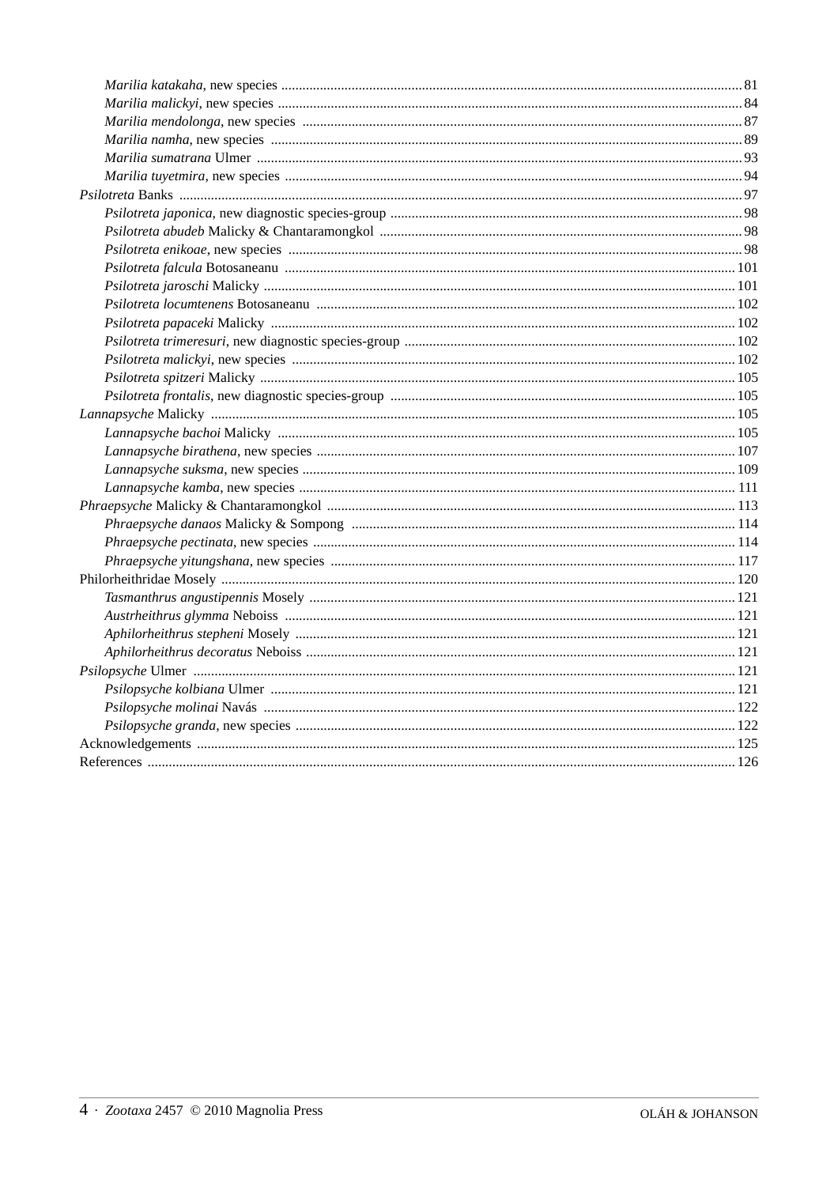*Marilia katakaha*, new species ..... 81
*Marilia malickyi*, new species ..... 84
*Marilia mendolonga*, new species ..... 87
*Marilia namha*, new species ..... 89
*Marilia sumatrana* Ulmer ..... 93
*Marilia tuyetmira*, new species ..... 94
*Psilotreta* Banks ..... 97
*Psilotreta japonica*, new diagnostic species-group ..... 98
*Psilotreta abudeb* Malicky & Chantaramongkol ..... 98
*Psilotreta enikoae*, new species ..... 98
*Psilotreta falcula* Botosaneanu ..... 101
*Psilotreta jaroschi* Malicky ..... 101
*Psilotreta locumtenens* Botosaneanu ..... 102
*Psilotreta papaceki* Malicky ..... 102
*Psilotreta trimeresuri*, new diagnostic species-group ..... 102
*Psilotreta malickyi*, new species ..... 102
*Psilotreta spitzeri* Malicky ..... 105
*Psilotreta frontalis*, new diagnostic species-group ..... 105
*Lannapsyche* Malicky ..... 105
*Lannapsyche bachoi* Malicky ..... 105
*Lannapsyche birathena*, new species ..... 107
*Lannapsyche suksma*, new species ..... 109
*Lannapsyche kamba*, new species ..... 111
*Phraepsyche* Malicky & Chantaramongkol ..... 113
*Phraepsyche danaos* Malicky & Sompong ..... 114
*Phraepsyche pectinata*, new species ..... 114
*Phraepsyche yitungshana*, new species ..... 117
Philorheithridae Mosely ..... 120
*Tasmanthrus angustipennis* Mosely ..... 121
*Austrheithrus glymma* Neboiss ..... 121
*Aphilorheithrus stepheni* Mosely ..... 121
*Aphilorheithrus decoratus* Neboiss ..... 121
*Psilopsyche* Ulmer ..... 121
*Psilopsyche kolbiana* Ulmer ..... 121
*Psilopsyche molinai* Navás ..... 122
*Psilopsyche granda*, new species ..... 122
Acknowledgements ..... 125
References ..... 126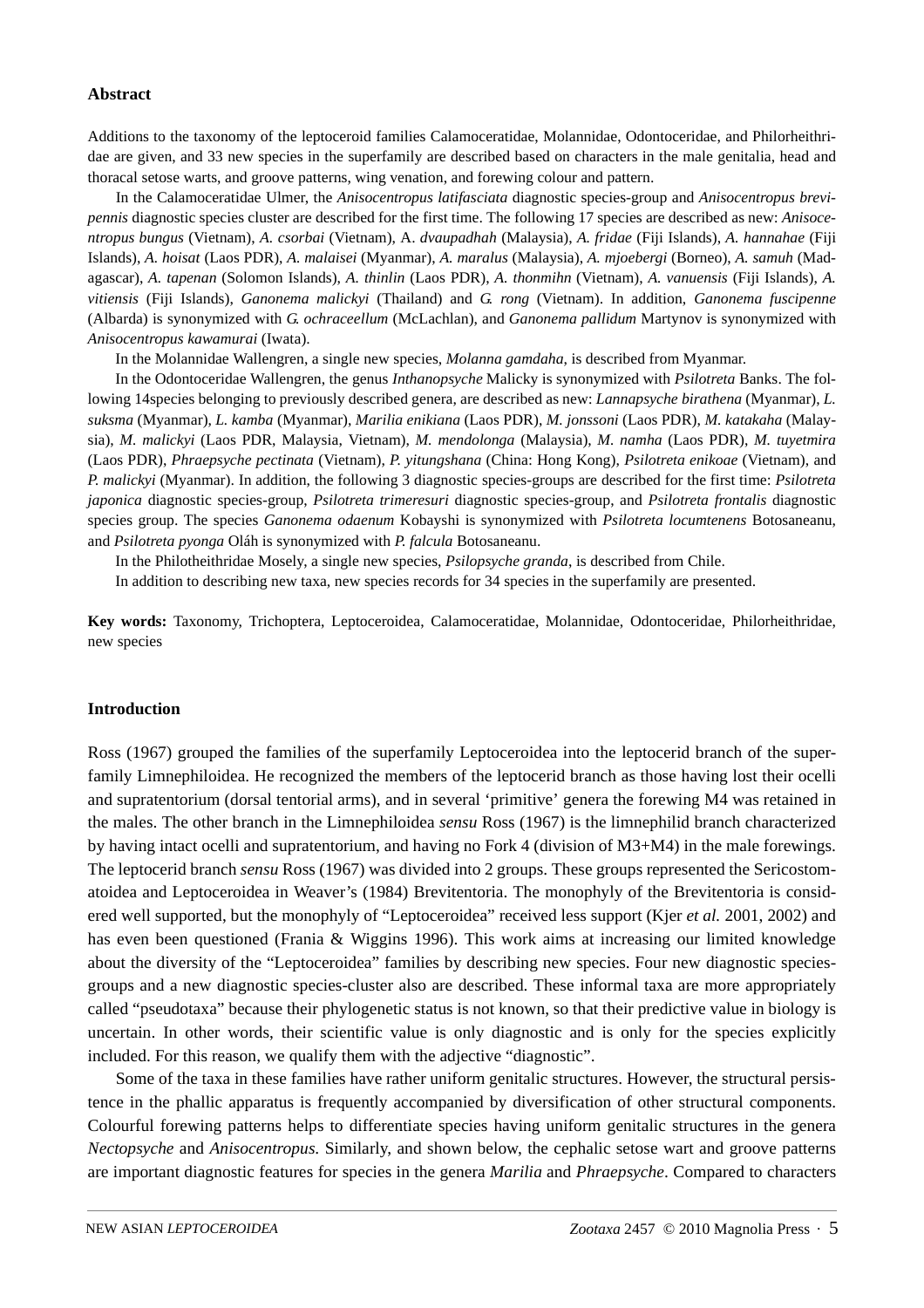**Abstract**

Additions to the taxonomy of the leptoceroid families Calamoceratidae, Molannidae, Odontoceridae, and Philorheithridae are given, and 33 new species in the superfamily are described based on characters in the male genitalia, head and thoracal setose warts, and groove patterns, wing venation, and forewing colour and pattern.

In the Calamoceratidae Ulmer, the *Anisocentropus latifasciata* diagnostic species-group and *Anisocentropus brevipennis* diagnostic species cluster are described for the first time. The following 17 species are described as new: *Anisocentropus bungus* (Vietnam), *A. csorbai* (Vietnam), A. *dvaupadhah* (Malaysia), *A. fridae* (Fiji Islands), *A. hannahae* (Fiji Islands), *A. hoisat* (Laos PDR), *A. malaisei* (Myanmar), *A. maralus* (Malaysia), *A. mjoebergi* (Borneo), *A. samuh* (Madagascar), *A. tapenan* (Solomon Islands), *A. thinlin* (Laos PDR), *A. thonmihn* (Vietnam), *A. vanuensis* (Fiji Islands), *A. vitiensis* (Fiji Islands), *Ganonema malickyi* (Thailand) and *G. rong* (Vietnam). In addition, *Ganonema fuscipenne* (Albarda) is synonymized with *G. ochraceellum* (McLachlan), and *Ganonema pallidum* Martynov is synonymized with *Anisocentropus kawamurai* (Iwata).

In the Molannidae Wallengren, a single new species, *Molanna gamdaha*, is described from Myanmar.

In the Odontoceridae Wallengren, the genus *Inthanopsyche* Malicky is synonymized with *Psilotreta* Banks. The following 14species belonging to previously described genera, are described as new: *Lannapsyche birathena* (Myanmar), *L. suksma* (Myanmar), *L. kamba* (Myanmar), *Marilia enikiana* (Laos PDR), *M. jonssoni* (Laos PDR), *M. katakaha* (Malaysia), *M. malickyi* (Laos PDR, Malaysia, Vietnam), *M. mendolonga* (Malaysia), *M. namha* (Laos PDR), *M. tuyetmira* (Laos PDR), *Phraepsyche pectinata* (Vietnam), *P. yitungshana* (China: Hong Kong), *Psilotreta enikoae* (Vietnam), and *P. malickyi* (Myanmar). In addition, the following 3 diagnostic species-groups are described for the first time: *Psilotreta japonica* diagnostic species-group, *Psilotreta trimeresuri* diagnostic species-group, and *Psilotreta frontalis* diagnostic species group. The species *Ganonema odaenum* Kobayshi is synonymized with *Psilotreta locumtenens* Botosaneanu, and *Psilotreta pyonga* Oláh is synonymized with *P. falcula* Botosaneanu.

In the Philotheithridae Mosely, a single new species, *Psilopsyche granda*, is described from Chile.

In addition to describing new taxa, new species records for 34 species in the superfamily are presented.

**Key words:** Taxonomy, Trichoptera, Leptoceroidea, Calamoceratidae, Molannidae, Odontoceridae, Philorheithridae, new species

**Introduction**

Ross (1967) grouped the families of the superfamily Leptoceroidea into the leptocerid branch of the superfamily Limnephiloidea. He recognized the members of the leptocerid branch as those having lost their ocelli and supratentorium (dorsal tentorial arms), and in several 'primitive' genera the forewing M4 was retained in the males. The other branch in the Limnephiloidea *sensu* Ross (1967) is the limnephilid branch characterized by having intact ocelli and supratentorium, and having no Fork 4 (division of M3+M4) in the male forewings. The leptocerid branch *sensu* Ross (1967) was divided into 2 groups. These groups represented the Sericostomatoidea and Leptoceroidea in Weaver's (1984) Brevitentoria. The monophyly of the Brevitentoria is considered well supported, but the monophyly of "Leptoceroidea" received less support (Kjer *et al.* 2001, 2002) and has even been questioned (Frania & Wiggins 1996). This work aims at increasing our limited knowledge about the diversity of the "Leptoceroidea" families by describing new species. Four new diagnostic species-groups and a new diagnostic species-cluster also are described. These informal taxa are more appropriately called "pseudotaxa" because their phylogenetic status is not known, so that their predictive value in biology is uncertain. In other words, their scientific value is only diagnostic and is only for the species explicitly included. For this reason, we qualify them with the adjective "diagnostic".

Some of the taxa in these families have rather uniform genitalic structures. However, the structural persistence in the phallic apparatus is frequently accompanied by diversification of other structural components. Colourful forewing patterns helps to differentiate species having uniform genitalic structures in the genera *Nectopsyche* and *Anisocentropus.* Similarly, and shown below, the cephalic setose wart and groove patterns are important diagnostic features for species in the genera *Marilia* and *Phraepsyche*. Compared to characters